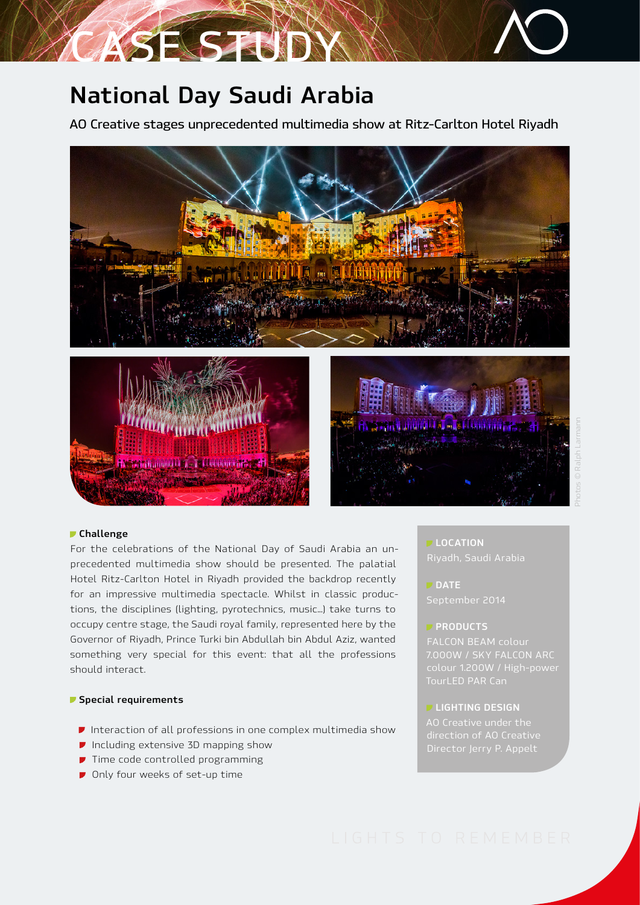# CASE STUDY

## National Day Saudi Arabia

AO Creative stages unprecedented multimedia show at Ritz-Carlton Hotel Riyadh

Photos © Ralph Larmann

### Challenge

For the celebrations of the National Day of Saudi Arabia an unprecedented multimedia show should be presented. The palatial Hotel Ritz-Carlton Hotel in Riyadh provided the backdrop recently for an impressive multimedia spectacle. Whilst in classic productions, the disciplines (lighting, pyrotechnics, music...) take turns to occupy centre stage, the Saudi royal family, represented here by the Governor of Riyadh, Prince Turki bin Abdullah bin Abdul Aziz, wanted something very special for this event: that all the professions should interact.

### Special requirements

- Interaction of all professions in one complex multimedia show
- Including extensive 3D mapping show
- Time code controlled programming
- Only four weeks of set-up time

**LOCATION**
Riyadh, Saudi Arabia

**DATE**
September 2014

**PRODUCTS**
FALCON BEAM colour 7.000W / SKY FALCON ARC colour 1.200W / High-power TourLED PAR Can

**LIGHTING DESIGN**
AO Creative under the direction of AO Creative Director Jerry P. Appelt

LIGHTS TO REMEMBER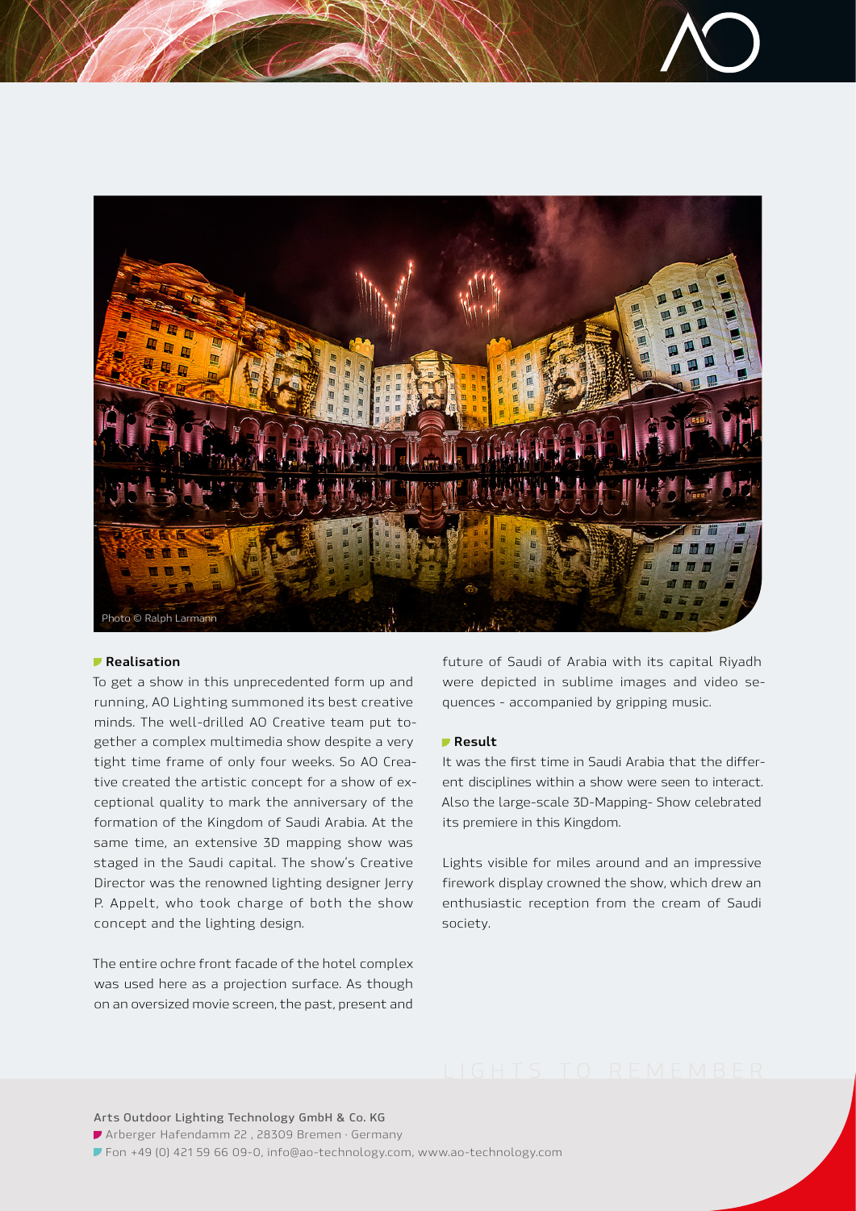Photo © Ralph Larmann

## Realisation

To get a show in this unprecedented form up and running, AO Lighting summoned its best creative minds. The well-drilled AO Creative team put together a complex multimedia show despite a very tight time frame of only four weeks. So AO Creative created the artistic concept for a show of exceptional quality to mark the anniversary of the formation of the Kingdom of Saudi Arabia. At the same time, an extensive 3D mapping show was staged in the Saudi capital. The show's Creative Director was the renowned lighting designer Jerry P. Appelt, who took charge of both the show concept and the lighting design.

The entire ochre front facade of the hotel complex was used here as a projection surface. As though on an oversized movie screen, the past, present and future of Saudi of Arabia with its capital Riyadh were depicted in sublime images and video sequences - accompanied by gripping music.

## Result

It was the first time in Saudi Arabia that the different disciplines within a show were seen to interact. Also the large-scale 3D-Mapping- Show celebrated its premiere in this Kingdom.

Lights visible for miles around and an impressive firework display crowned the show, which drew an enthusiastic reception from the cream of Saudi society.

LIGHTS TO REMEMBER

Arts Outdoor Lighting Technology GmbH & Co. KG
Arberger Hafendamm 22 , 28309 Bremen · Germany
Fon +49 (0) 421 59 66 09-0, info@ao-technology.com, www.ao-technology.com